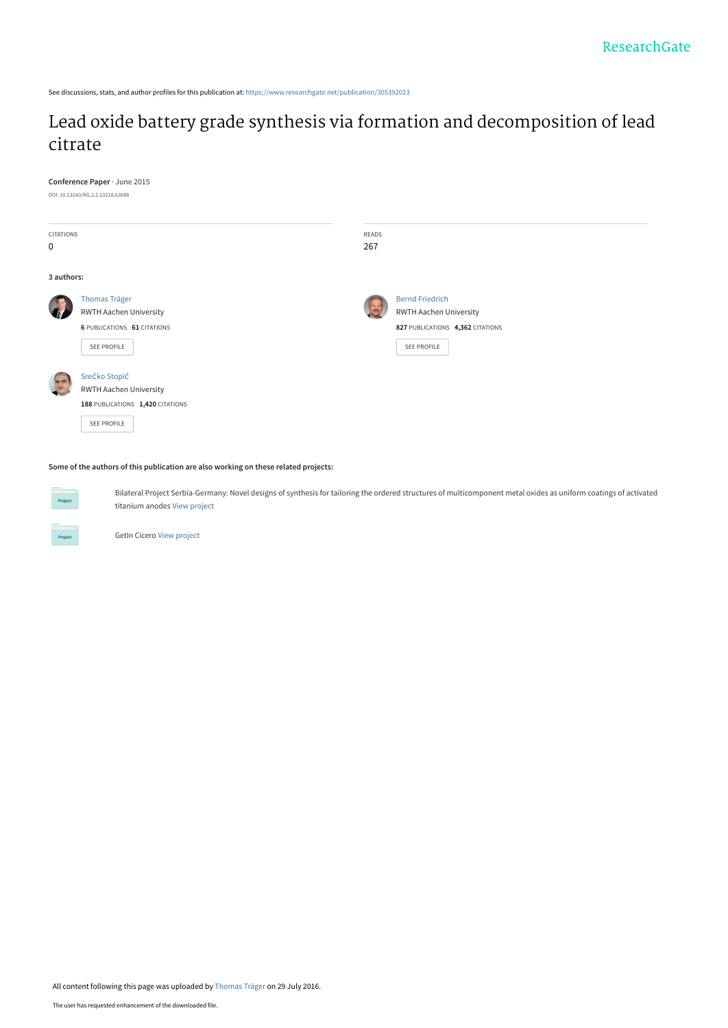See discussions, stats, and author profiles for this publication at: https://www.researchgate.net/publication/305392023

# Lead oxide battery grade synthesis via formation and decomposition of lead citrate

**Conference Paper** · June 2015

DOI: 10.13140/RG.2.2.13218.63688

| CITATIONS | READS |
|---|---|
| 0 | 267 |

**3 authors:**

**Thomas Träger**
RWTH Aachen University
**6** PUBLICATIONS **61** CITATIONS
SEE PROFILE

**Bernd Friedrich**
RWTH Aachen University
**827** PUBLICATIONS **4,362** CITATIONS
SEE PROFILE

**Srećko Stopić**
RWTH Aachen University
**188** PUBLICATIONS **1,420** CITATIONS
SEE PROFILE

**Some of the authors of this publication are also working on these related projects:**

Bilateral Project Serbia-Germany: Novel designs of synthesis for tailoring the ordered structures of multicomponent metal oxides as uniform coatings of activated titanium anodes View project

GetIn Cicero View project

All content following this page was uploaded by Thomas Träger on 29 July 2016.

The user has requested enhancement of the downloaded file.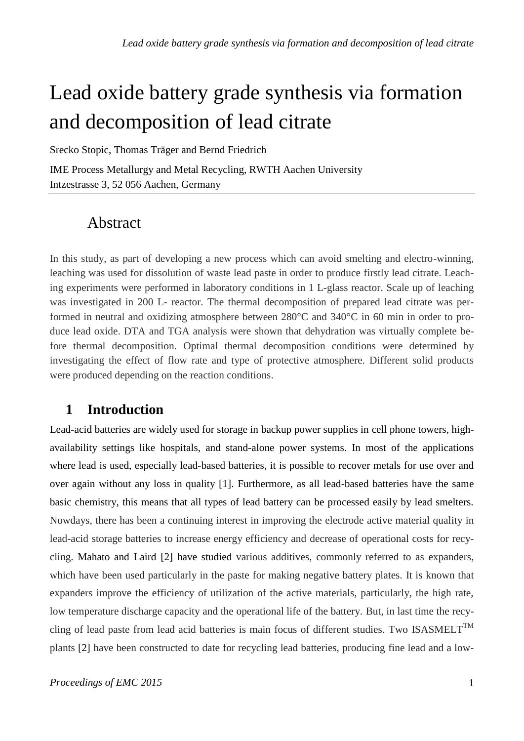# Lead oxide battery grade synthesis via formation and decomposition of lead citrate

Srecko Stopic, Thomas Träger and Bernd Friedrich

IME Process Metallurgy and Metal Recycling, RWTH Aachen University
Intzestrasse 3, 52 056 Aachen, Germany

## Abstract

In this study, as part of developing a new process which can avoid smelting and electro-winning, leaching was used for dissolution of waste lead paste in order to produce firstly lead citrate. Leaching experiments were performed in laboratory conditions in 1 L-glass reactor. Scale up of leaching was investigated in 200 L- reactor. The thermal decomposition of prepared lead citrate was performed in neutral and oxidizing atmosphere between 280°C and 340°C in 60 min in order to produce lead oxide. DTA and TGA analysis were shown that dehydration was virtually complete before thermal decomposition. Optimal thermal decomposition conditions were determined by investigating the effect of flow rate and type of protective atmosphere. Different solid products were produced depending on the reaction conditions.

## 1 Introduction

Lead-acid batteries are widely used for storage in backup power supplies in cell phone towers, high-availability settings like hospitals, and stand-alone power systems. In most of the applications where lead is used, especially lead-based batteries, it is possible to recover metals for use over and over again without any loss in quality [1]. Furthermore, as all lead-based batteries have the same basic chemistry, this means that all types of lead battery can be processed easily by lead smelters. Nowdays, there has been a continuing interest in improving the electrode active material quality in lead-acid storage batteries to increase energy efficiency and decrease of operational costs for recycling. Mahato and Laird [2] have studied various additives, commonly referred to as expanders, which have been used particularly in the paste for making negative battery plates. It is known that expanders improve the efficiency of utilization of the active materials, particularly, the high rate, low temperature discharge capacity and the operational life of the battery. But, in last time the recycling of lead paste from lead acid batteries is main focus of different studies. Two ISASMELT™ plants [2] have been constructed to date for recycling lead batteries, producing fine lead and a low-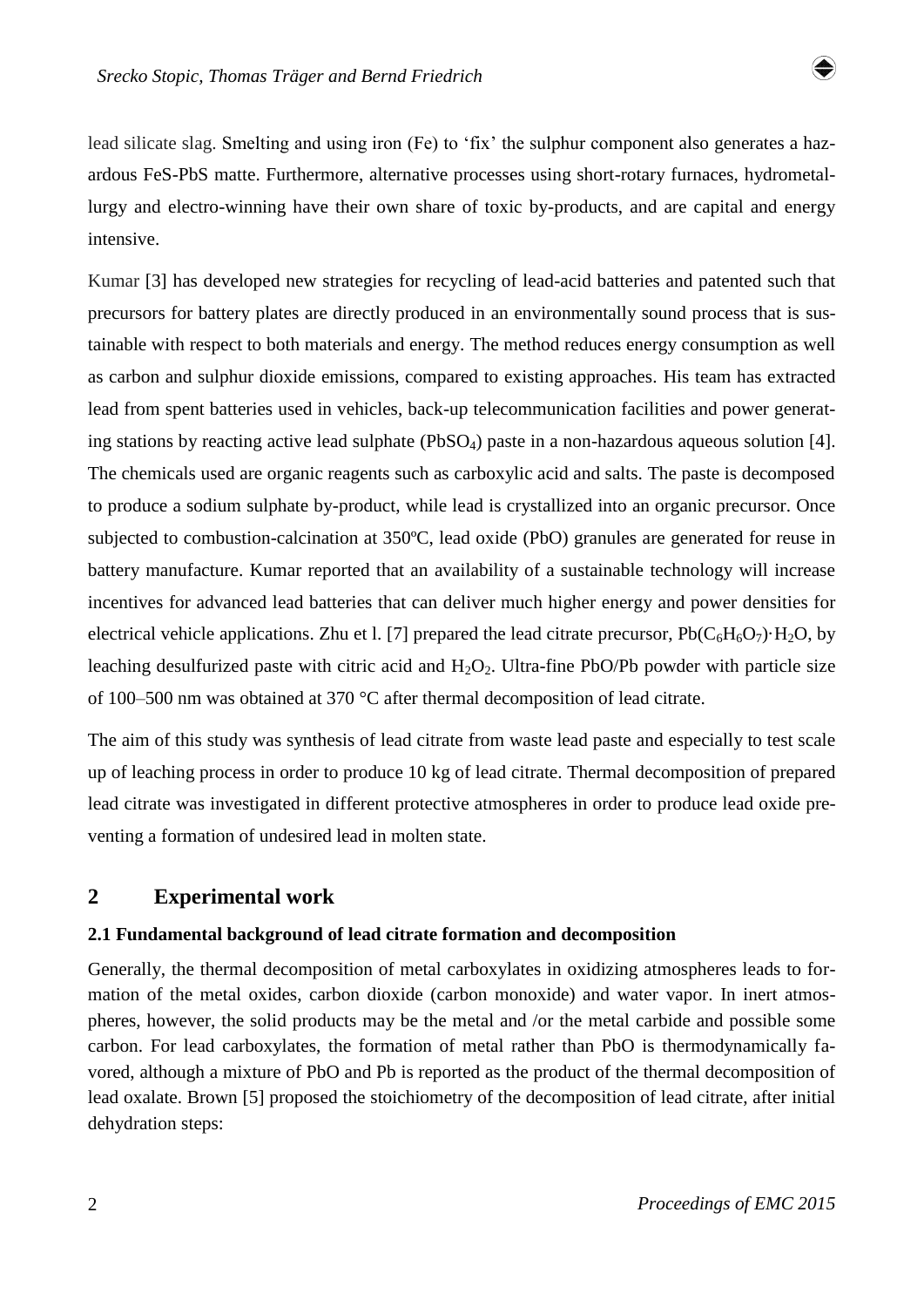lead silicate slag. Smelting and using iron (Fe) to 'fix' the sulphur component also generates a hazardous FeS-PbS matte. Furthermore, alternative processes using short-rotary furnaces, hydrometallurgy and electro-winning have their own share of toxic by-products, and are capital and energy intensive.

Kumar [3] has developed new strategies for recycling of lead-acid batteries and patented such that precursors for battery plates are directly produced in an environmentally sound process that is sustainable with respect to both materials and energy. The method reduces energy consumption as well as carbon and sulphur dioxide emissions, compared to existing approaches. His team has extracted lead from spent batteries used in vehicles, back-up telecommunication facilities and power generating stations by reacting active lead sulphate ($PbSO_4$) paste in a non-hazardous aqueous solution [4]. The chemicals used are organic reagents such as carboxylic acid and salts. The paste is decomposed to produce a sodium sulphate by-product, while lead is crystallized into an organic precursor. Once subjected to combustion-calcination at 350ºC, lead oxide (PbO) granules are generated for reuse in battery manufacture. Kumar reported that an availability of a sustainable technology will increase incentives for advanced lead batteries that can deliver much higher energy and power densities for electrical vehicle applications. Zhu et l. [7] prepared the lead citrate precursor, $Pb(C_6H_6O_7)\cdot H_2O$, by leaching desulfurized paste with citric acid and $H_2O_2$. Ultra-fine PbO/Pb powder with particle size of 100–500 nm was obtained at 370 °C after thermal decomposition of lead citrate.

The aim of this study was synthesis of lead citrate from waste lead paste and especially to test scale up of leaching process in order to produce 10 kg of lead citrate. Thermal decomposition of prepared lead citrate was investigated in different protective atmospheres in order to produce lead oxide preventing a formation of undesired lead in molten state.

## 2 Experimental work

### 2.1 Fundamental background of lead citrate formation and decomposition

Generally, the thermal decomposition of metal carboxylates in oxidizing atmospheres leads to formation of the metal oxides, carbon dioxide (carbon monoxide) and water vapor. In inert atmospheres, however, the solid products may be the metal and /or the metal carbide and possible some carbon. For lead carboxylates, the formation of metal rather than PbO is thermodynamically favored, although a mixture of PbO and Pb is reported as the product of the thermal decomposition of lead oxalate. Brown [5] proposed the stoichiometry of the decomposition of lead citrate, after initial dehydration steps: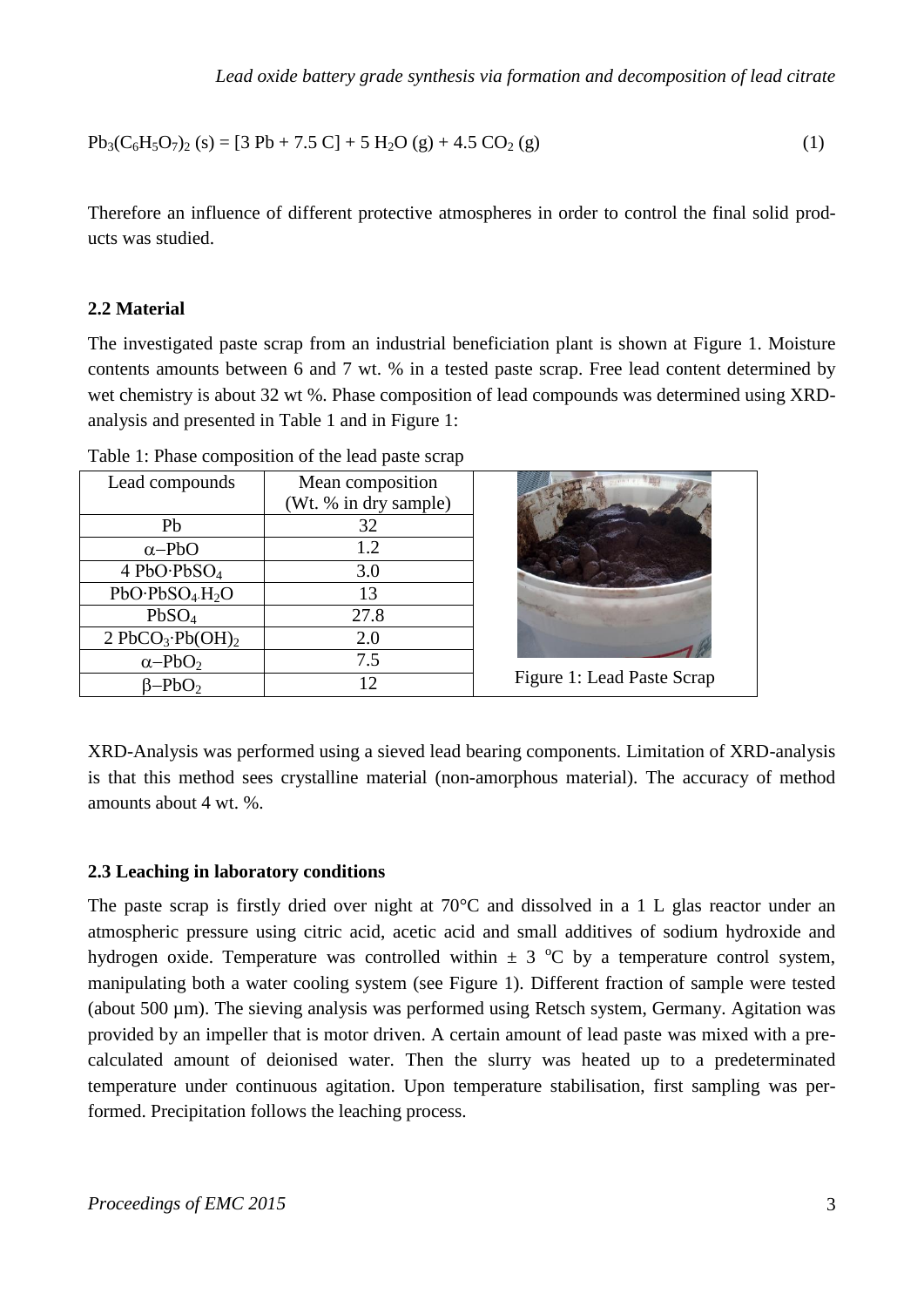$$Pb_3(C_6H_5O_7)_2\ (s) = [3\ Pb + 7.5\ C] + 5\ H_2O\ (g) + 4.5\ CO_2\ (g) \tag{1}$$

Therefore an influence of different protective atmospheres in order to control the final solid products was studied.

### 2.2 Material

The investigated paste scrap from an industrial beneficiation plant is shown at Figure 1. Moisture contents amounts between 6 and 7 wt. % in a tested paste scrap. Free lead content determined by wet chemistry is about 32 wt %. Phase composition of lead compounds was determined using XRD-analysis and presented in Table 1 and in Figure 1:

Table 1: Phase composition of the lead paste scrap

| Lead compounds | Mean composition (Wt. % in dry sample) |
|---|---|
| $Pb$ | 32 |
| $\alpha$–$PbO$ | 1.2 |
| $4\ PbO{\cdot}PbSO_4$ | 3.0 |
| $PbO{\cdot}PbSO_4{\cdot}H_2O$ | 13 |
| $PbSO_4$ | 27.8 |
| $2\ PbCO_3{\cdot}Pb(OH)_2$ | 2.0 |
| $\alpha$–$PbO_2$ | 7.5 |
| $\beta$–$PbO_2$ | 12 |

Figure 1: Lead Paste Scrap

XRD-Analysis was performed using a sieved lead bearing components. Limitation of XRD-analysis is that this method sees crystalline material (non-amorphous material). The accuracy of method amounts about 4 wt. %.

### 2.3 Leaching in laboratory conditions

The paste scrap is firstly dried over night at 70°C and dissolved in a 1 L glas reactor under an atmospheric pressure using citric acid, acetic acid and small additives of sodium hydroxide and hydrogen oxide. Temperature was controlled within ± 3 °C by a temperature control system, manipulating both a water cooling system (see Figure 1). Different fraction of sample were tested (about 500 µm). The sieving analysis was performed using Retsch system, Germany. Agitation was provided by an impeller that is motor driven. A certain amount of lead paste was mixed with a pre-calculated amount of deionised water. Then the slurry was heated up to a predeterminated temperature under continuous agitation. Upon temperature stabilisation, first sampling was performed. Precipitation follows the leaching process.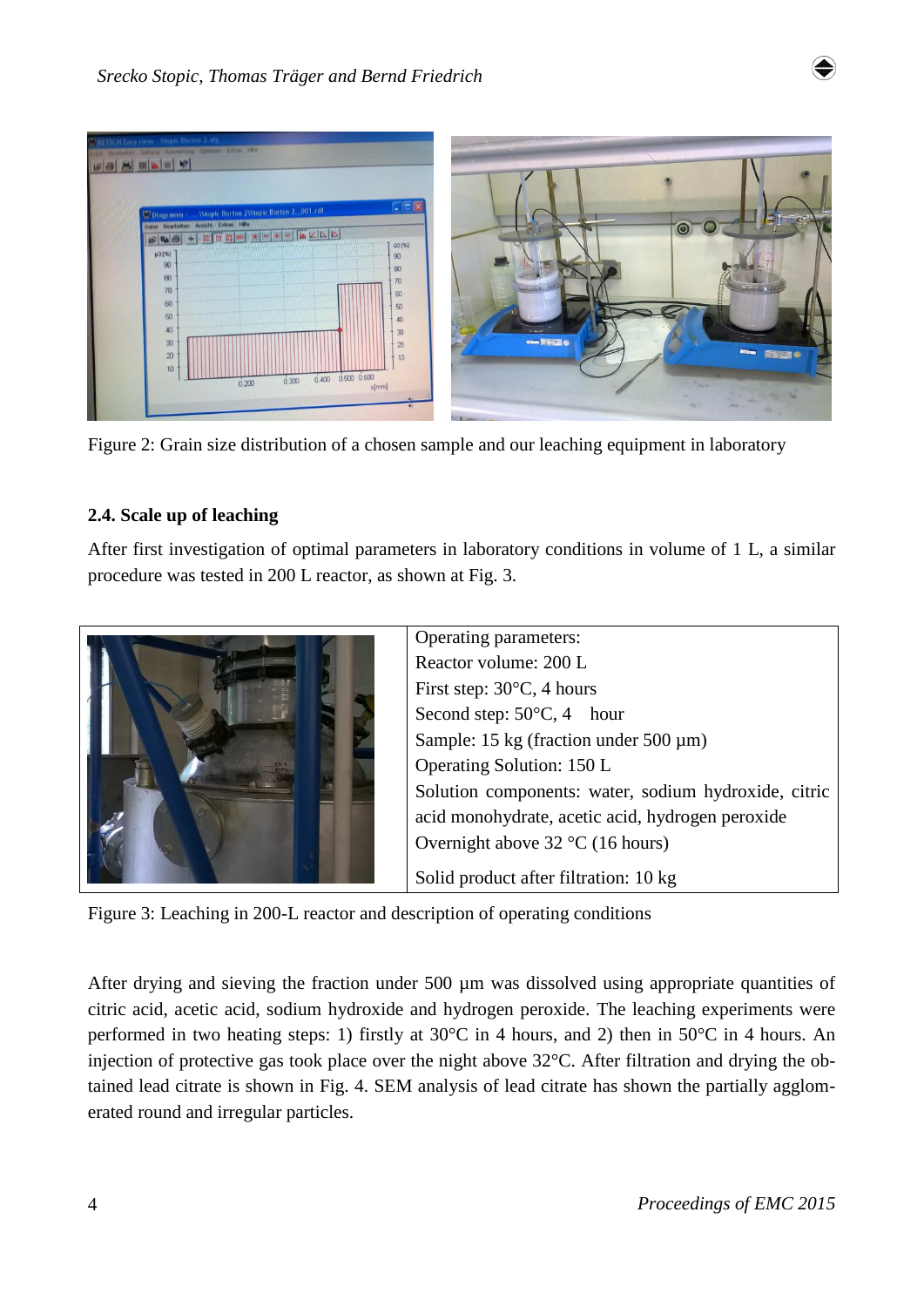Figure 2: Grain size distribution of a chosen sample and our leaching equipment in laboratory

### 2.4. Scale up of leaching

After first investigation of optimal parameters in laboratory conditions in volume of 1 L, a similar procedure was tested in 200 L reactor, as shown at Fig. 3.

Operating parameters:
Reactor volume: 200 L
First step: 30°C, 4 hours
Second step: 50°C, 4 hour
Sample: 15 kg (fraction under 500 µm)
Operating Solution: 150 L
Solution components: water, sodium hydroxide, citric acid monohydrate, acetic acid, hydrogen peroxide
Overnight above 32 °C (16 hours)
Solid product after filtration: 10 kg

Figure 3: Leaching in 200-L reactor and description of operating conditions

After drying and sieving the fraction under 500 µm was dissolved using appropriate quantities of citric acid, acetic acid, sodium hydroxide and hydrogen peroxide. The leaching experiments were performed in two heating steps: 1) firstly at 30°C in 4 hours, and 2) then in 50°C in 4 hours. An injection of protective gas took place over the night above 32°C. After filtration and drying the obtained lead citrate is shown in Fig. 4. SEM analysis of lead citrate has shown the partially agglomerated round and irregular particles.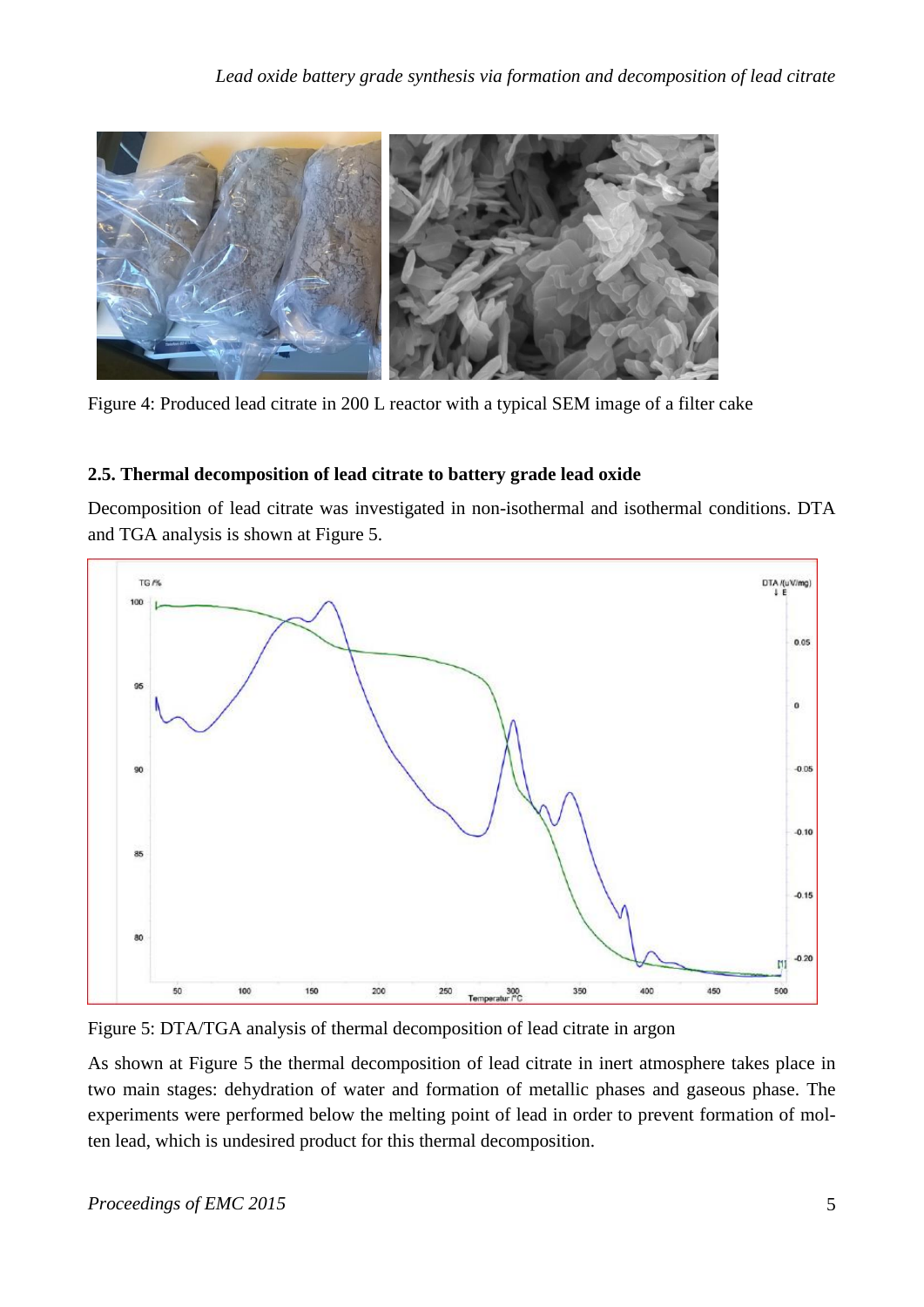Figure 4: Produced lead citrate in 200 L reactor with a typical SEM image of a filter cake

### 2.5. Thermal decomposition of lead citrate to battery grade lead oxide

Decomposition of lead citrate was investigated in non-isothermal and isothermal conditions. DTA and TGA analysis is shown at Figure 5.

Figure 5: DTA/TGA analysis of thermal decomposition of lead citrate in argon

As shown at Figure 5 the thermal decomposition of lead citrate in inert atmosphere takes place in two main stages: dehydration of water and formation of metallic phases and gaseous phase. The experiments were performed below the melting point of lead in order to prevent formation of molten lead, which is undesired product for this thermal decomposition.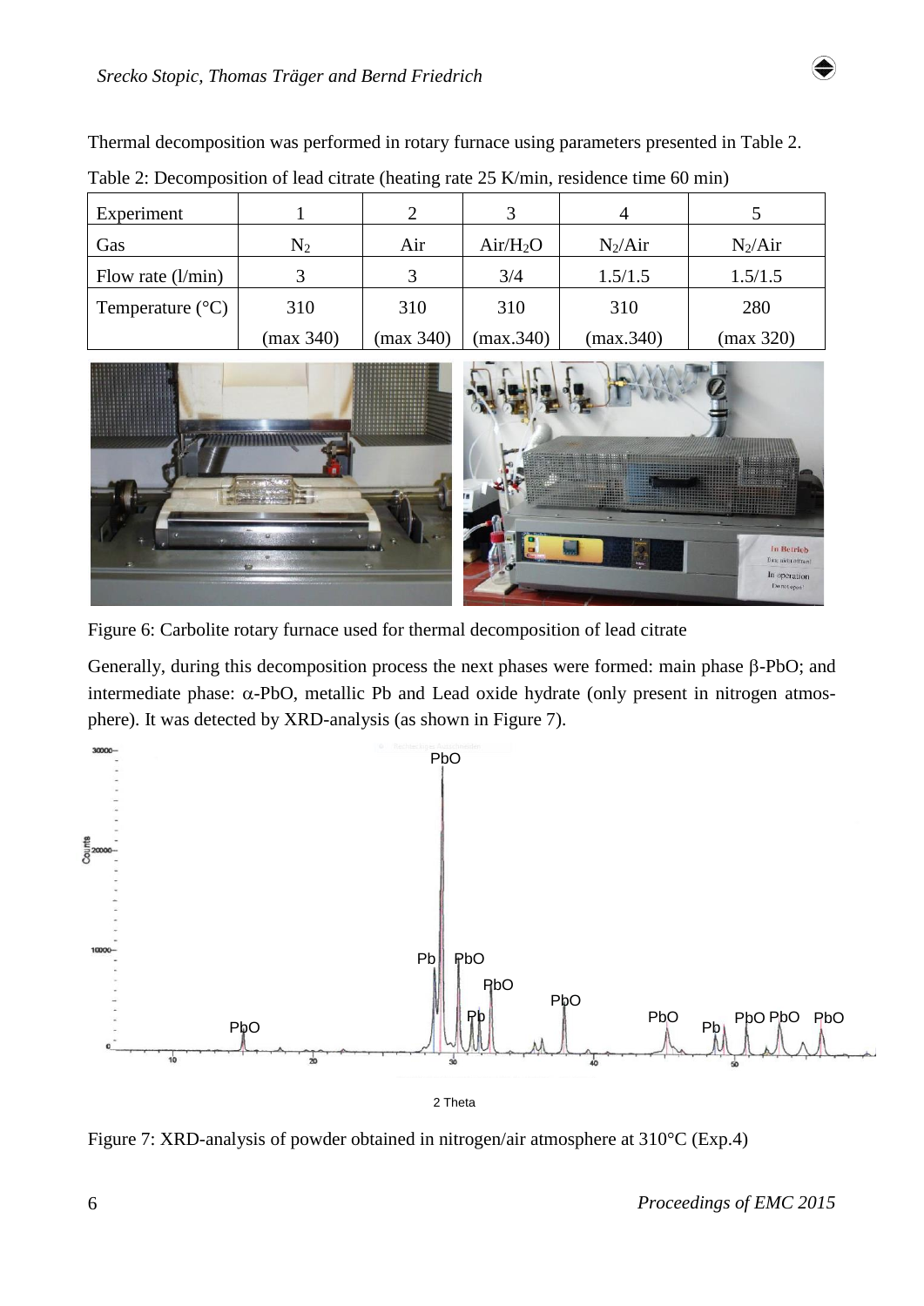Thermal decomposition was performed in rotary furnace using parameters presented in Table 2.

Table 2: Decomposition of lead citrate (heating rate 25 K/min, residence time 60 min)

| Experiment | 1 | 2 | 3 | 4 | 5 |
|---|---|---|---|---|---|
| Gas | $N_2$ | Air | Air/$H_2O$ | $N_2$/Air | $N_2$/Air |
| Flow rate (l/min) | 3 | 3 | 3/4 | 1.5/1.5 | 1.5/1.5 |
| Temperature (°C) | 310 (max 340) | 310 (max 340) | 310 (max.340) | 310 (max.340) | 280 (max 320) |

Figure 6: Carbolite rotary furnace used for thermal decomposition of lead citrate

Generally, during this decomposition process the next phases were formed: main phase β-PbO; and intermediate phase: α-PbO, metallic Pb and Lead oxide hydrate (only present in nitrogen atmosphere). It was detected by XRD-analysis (as shown in Figure 7).

Figure 7: XRD-analysis of powder obtained in nitrogen/air atmosphere at 310°C (Exp.4)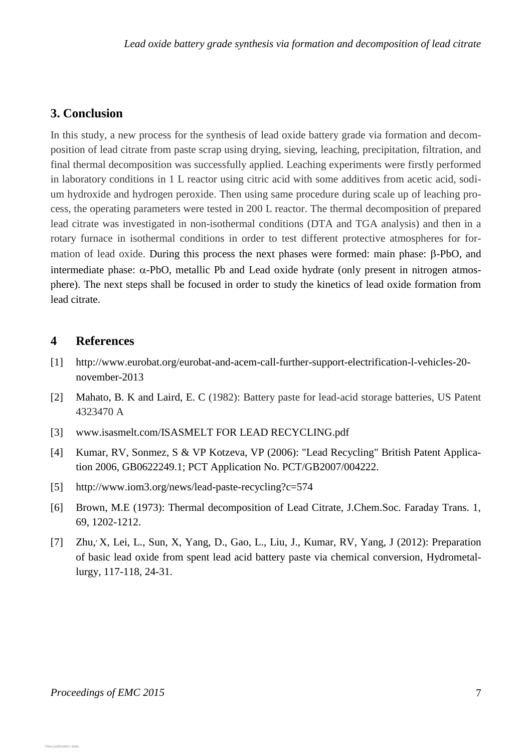## 3. Conclusion

In this study, a new process for the synthesis of lead oxide battery grade via formation and decomposition of lead citrate from paste scrap using drying, sieving, leaching, precipitation, filtration, and final thermal decomposition was successfully applied. Leaching experiments were firstly performed in laboratory conditions in 1 L reactor using citric acid with some additives from acetic acid, sodium hydroxide and hydrogen peroxide. Then using same procedure during scale up of leaching process, the operating parameters were tested in 200 L reactor. The thermal decomposition of prepared lead citrate was investigated in non-isothermal conditions (DTA and TGA analysis) and then in a rotary furnace in isothermal conditions in order to test different protective atmospheres for formation of lead oxide. During this process the next phases were formed: main phase: β-PbO, and intermediate phase: α-PbO, metallic Pb and Lead oxide hydrate (only present in nitrogen atmosphere). The next steps shall be focused in order to study the kinetics of lead oxide formation from lead citrate.

## 4 References

[1] http://www.eurobat.org/eurobat-and-acem-call-further-support-electrification-l-vehicles-20-november-2013

[2] Mahato, B. K and Laird, E. C (1982): Battery paste for lead-acid storage batteries, US Patent 4323470 A

[3] www.isasmelt.com/ISASMELT FOR LEAD RECYCLING.pdf

[4] Kumar, RV, Sonmez, S & VP Kotzeva, VP (2006): "Lead Recycling" British Patent Application 2006, GB0622249.1; PCT Application No. PCT/GB2007/004222.

[5] http://www.iom3.org/news/lead-paste-recycling?c=574

[6] Brown, M.E (1973): Thermal decomposition of Lead Citrate, J.Chem.Soc. Faraday Trans. 1, 69, 1202-1212.

[7] Zhu, X, Lei, L., Sun, X, Yang, D., Gao, L., Liu, J., Kumar, RV, Yang, J (2012): Preparation of basic lead oxide from spent lead acid battery paste via chemical conversion, Hydrometallurgy, 117-118, 24-31.